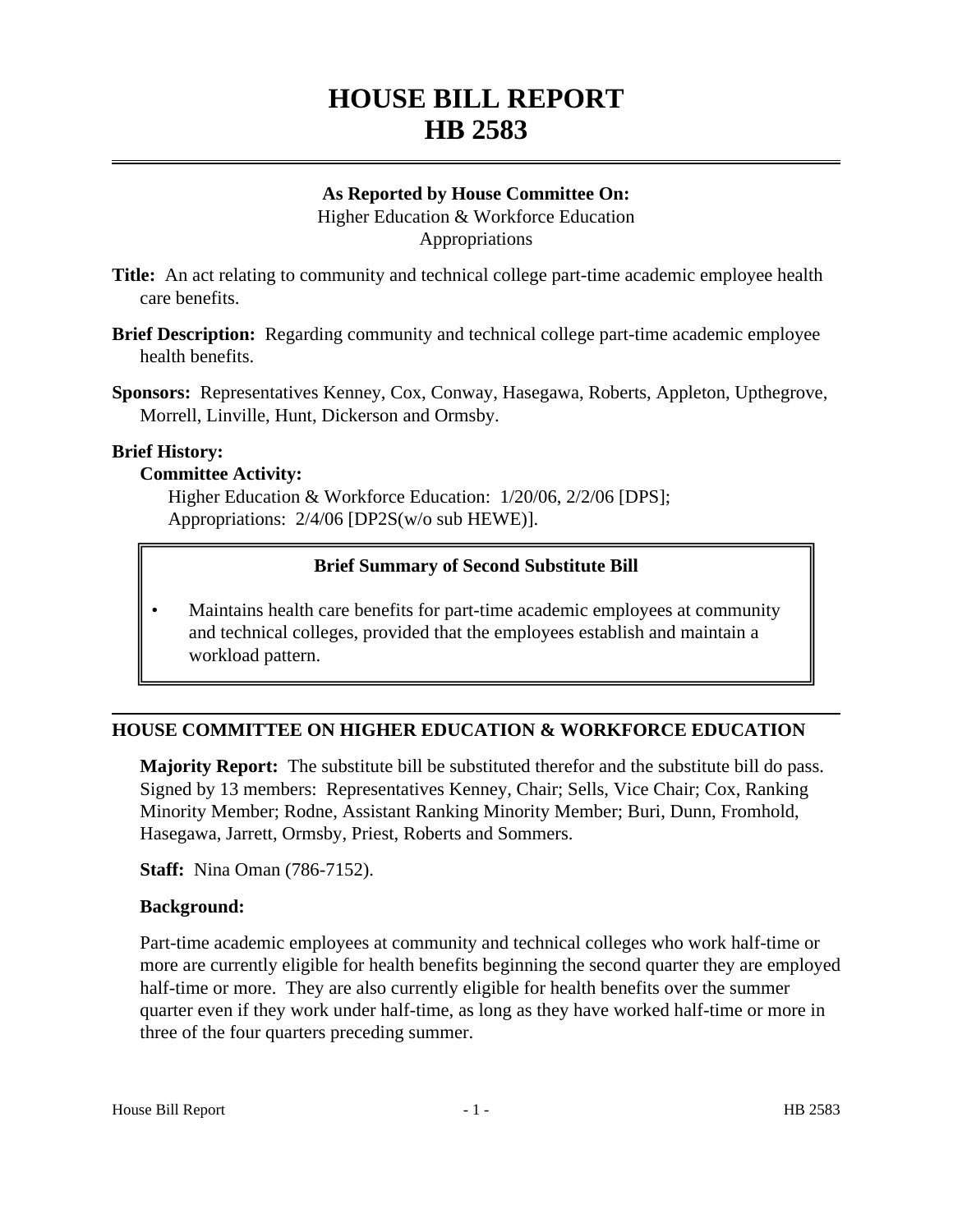# HOUSE BILL REPORT
# HB 2583

**As Reported by House Committee On:**
Higher Education & Workforce Education
Appropriations

**Title:** An act relating to community and technical college part-time academic employee health care benefits.

**Brief Description:** Regarding community and technical college part-time academic employee health benefits.

**Sponsors:** Representatives Kenney, Cox, Conway, Hasegawa, Roberts, Appleton, Upthegrove, Morrell, Linville, Hunt, Dickerson and Ormsby.

**Brief History:**

**Committee Activity:**

Higher Education & Workforce Education: 1/20/06, 2/2/06 [DPS];
Appropriations: 2/4/06 [DP2S(w/o sub HEWE)].

**Brief Summary of Second Substitute Bill**

- Maintains health care benefits for part-time academic employees at community and technical colleges, provided that the employees establish and maintain a workload pattern.

## HOUSE COMMITTEE ON HIGHER EDUCATION & WORKFORCE EDUCATION

**Majority Report:** The substitute bill be substituted therefor and the substitute bill do pass. Signed by 13 members: Representatives Kenney, Chair; Sells, Vice Chair; Cox, Ranking Minority Member; Rodne, Assistant Ranking Minority Member; Buri, Dunn, Fromhold, Hasegawa, Jarrett, Ormsby, Priest, Roberts and Sommers.

**Staff:** Nina Oman (786-7152).

**Background:**

Part-time academic employees at community and technical colleges who work half-time or more are currently eligible for health benefits beginning the second quarter they are employed half-time or more. They are also currently eligible for health benefits over the summer quarter even if they work under half-time, as long as they have worked half-time or more in three of the four quarters preceding summer.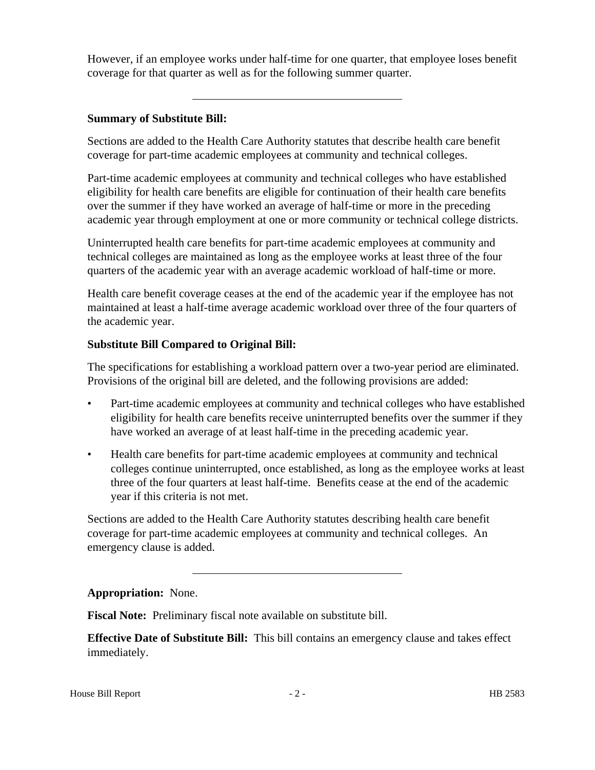However, if an employee works under half-time for one quarter, that employee loses benefit coverage for that quarter as well as for the following summer quarter.

---

**Summary of Substitute Bill:**

Sections are added to the Health Care Authority statutes that describe health care benefit coverage for part-time academic employees at community and technical colleges.

Part-time academic employees at community and technical colleges who have established eligibility for health care benefits are eligible for continuation of their health care benefits over the summer if they have worked an average of half-time or more in the preceding academic year through employment at one or more community or technical college districts.

Uninterrupted health care benefits for part-time academic employees at community and technical colleges are maintained as long as the employee works at least three of the four quarters of the academic year with an average academic workload of half-time or more.

Health care benefit coverage ceases at the end of the academic year if the employee has not maintained at least a half-time average academic workload over three of the four quarters of the academic year.

**Substitute Bill Compared to Original Bill:**

The specifications for establishing a workload pattern over a two-year period are eliminated. Provisions of the original bill are deleted, and the following provisions are added:

- Part-time academic employees at community and technical colleges who have established eligibility for health care benefits receive uninterrupted benefits over the summer if they have worked an average of at least half-time in the preceding academic year.
- Health care benefits for part-time academic employees at community and technical colleges continue uninterrupted, once established, as long as the employee works at least three of the four quarters at least half-time. Benefits cease at the end of the academic year if this criteria is not met.

Sections are added to the Health Care Authority statutes describing health care benefit coverage for part-time academic employees at community and technical colleges. An emergency clause is added.

---

**Appropriation:** None.

**Fiscal Note:** Preliminary fiscal note available on substitute bill.

**Effective Date of Substitute Bill:** This bill contains an emergency clause and takes effect immediately.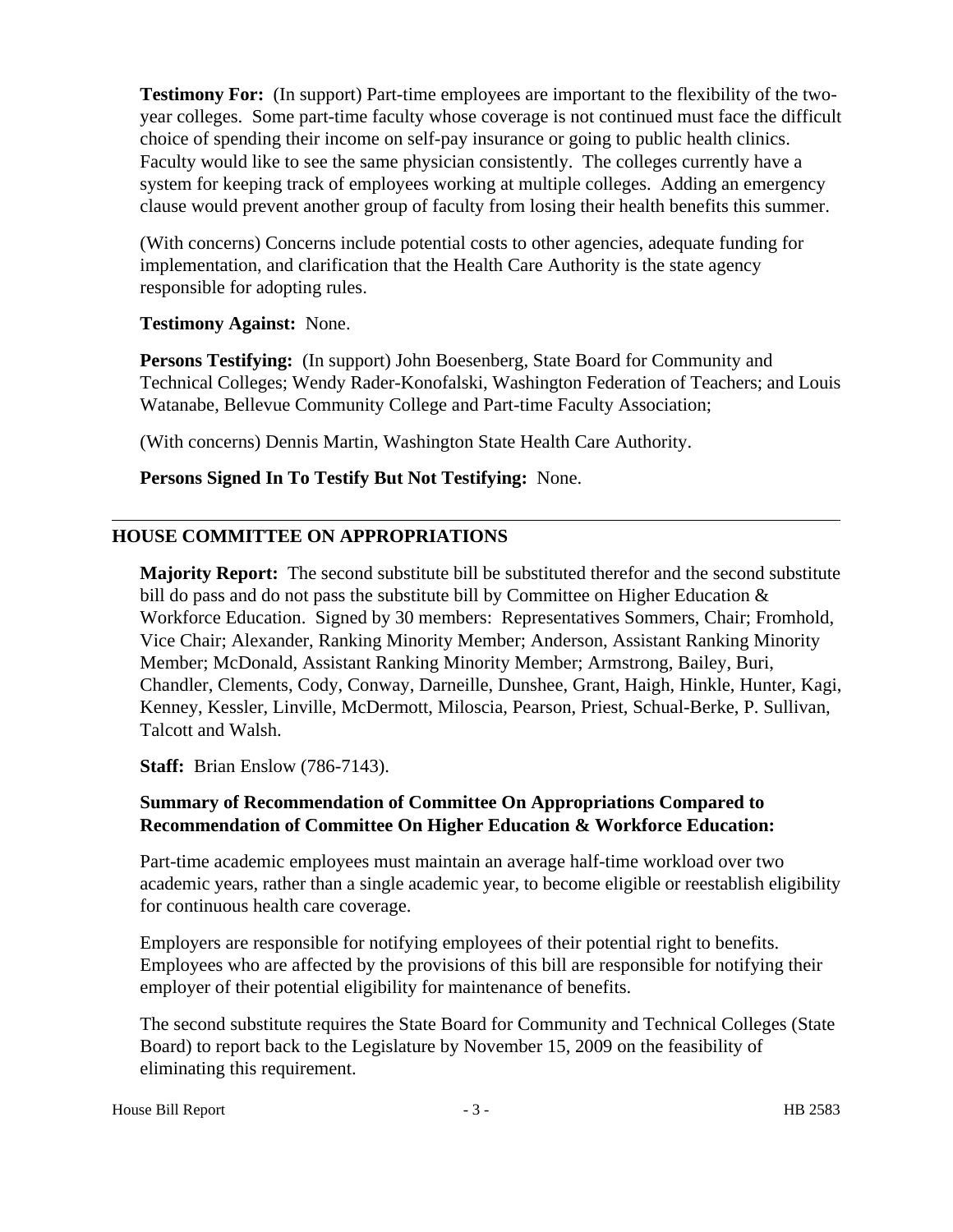**Testimony For:** (In support) Part-time employees are important to the flexibility of the two-year colleges. Some part-time faculty whose coverage is not continued must face the difficult choice of spending their income on self-pay insurance or going to public health clinics. Faculty would like to see the same physician consistently. The colleges currently have a system for keeping track of employees working at multiple colleges. Adding an emergency clause would prevent another group of faculty from losing their health benefits this summer.

(With concerns) Concerns include potential costs to other agencies, adequate funding for implementation, and clarification that the Health Care Authority is the state agency responsible for adopting rules.

**Testimony Against:** None.

**Persons Testifying:** (In support) John Boesenberg, State Board for Community and Technical Colleges; Wendy Rader-Konofalski, Washington Federation of Teachers; and Louis Watanabe, Bellevue Community College and Part-time Faculty Association;

(With concerns) Dennis Martin, Washington State Health Care Authority.

**Persons Signed In To Testify But Not Testifying:** None.

---

## HOUSE COMMITTEE ON APPROPRIATIONS

**Majority Report:** The second substitute bill be substituted therefor and the second substitute bill do pass and do not pass the substitute bill by Committee on Higher Education & Workforce Education. Signed by 30 members: Representatives Sommers, Chair; Fromhold, Vice Chair; Alexander, Ranking Minority Member; Anderson, Assistant Ranking Minority Member; McDonald, Assistant Ranking Minority Member; Armstrong, Bailey, Buri, Chandler, Clements, Cody, Conway, Darneille, Dunshee, Grant, Haigh, Hinkle, Hunter, Kagi, Kenney, Kessler, Linville, McDermott, Miloscia, Pearson, Priest, Schual-Berke, P. Sullivan, Talcott and Walsh.

**Staff:** Brian Enslow (786-7143).

**Summary of Recommendation of Committee On Appropriations Compared to Recommendation of Committee On Higher Education & Workforce Education:**

Part-time academic employees must maintain an average half-time workload over two academic years, rather than a single academic year, to become eligible or reestablish eligibility for continuous health care coverage.

Employers are responsible for notifying employees of their potential right to benefits. Employees who are affected by the provisions of this bill are responsible for notifying their employer of their potential eligibility for maintenance of benefits.

The second substitute requires the State Board for Community and Technical Colleges (State Board) to report back to the Legislature by November 15, 2009 on the feasibility of eliminating this requirement.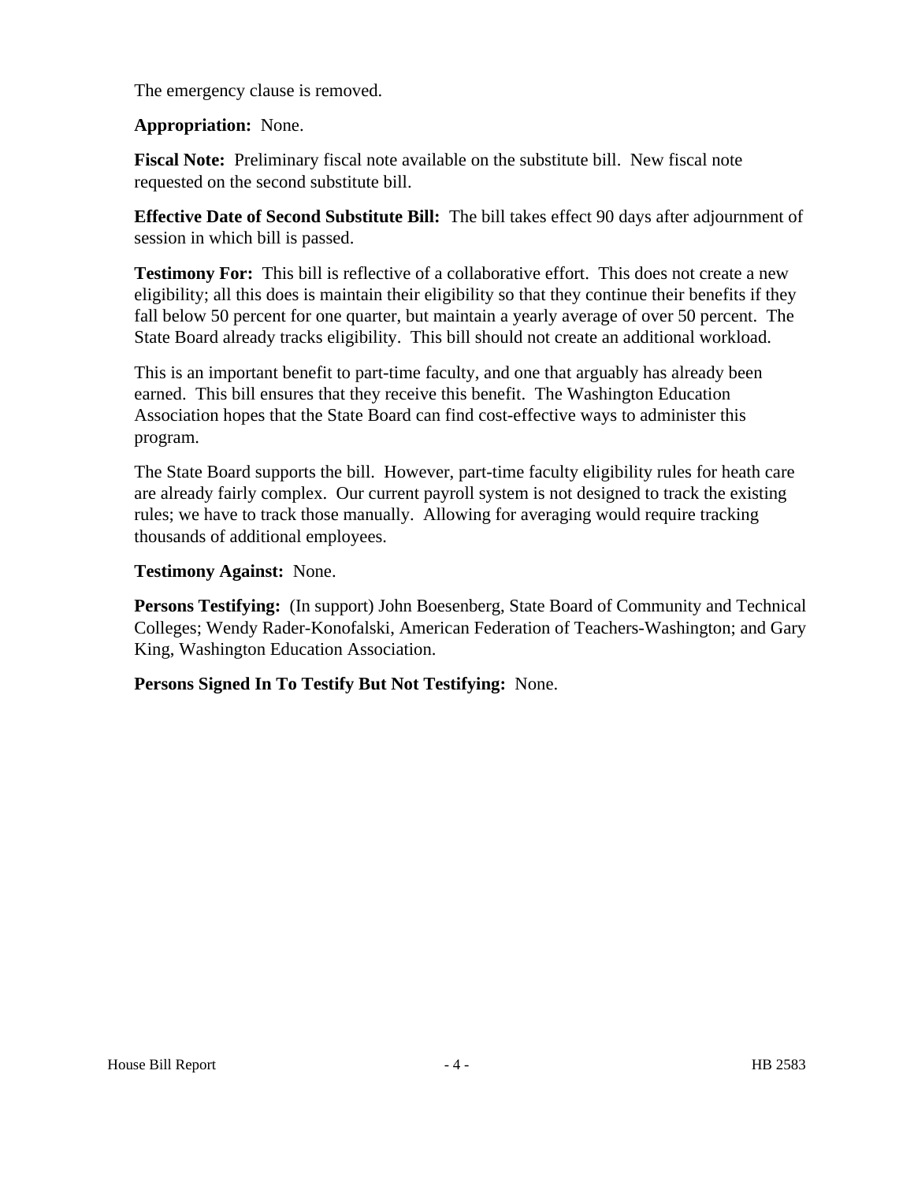The emergency clause is removed.

**Appropriation:** None.

**Fiscal Note:** Preliminary fiscal note available on the substitute bill. New fiscal note requested on the second substitute bill.

**Effective Date of Second Substitute Bill:** The bill takes effect 90 days after adjournment of session in which bill is passed.

**Testimony For:** This bill is reflective of a collaborative effort. This does not create a new eligibility; all this does is maintain their eligibility so that they continue their benefits if they fall below 50 percent for one quarter, but maintain a yearly average of over 50 percent. The State Board already tracks eligibility. This bill should not create an additional workload.

This is an important benefit to part-time faculty, and one that arguably has already been earned. This bill ensures that they receive this benefit. The Washington Education Association hopes that the State Board can find cost-effective ways to administer this program.

The State Board supports the bill. However, part-time faculty eligibility rules for heath care are already fairly complex. Our current payroll system is not designed to track the existing rules; we have to track those manually. Allowing for averaging would require tracking thousands of additional employees.

**Testimony Against:** None.

**Persons Testifying:** (In support) John Boesenberg, State Board of Community and Technical Colleges; Wendy Rader-Konofalski, American Federation of Teachers-Washington; and Gary King, Washington Education Association.

**Persons Signed In To Testify But Not Testifying:** None.